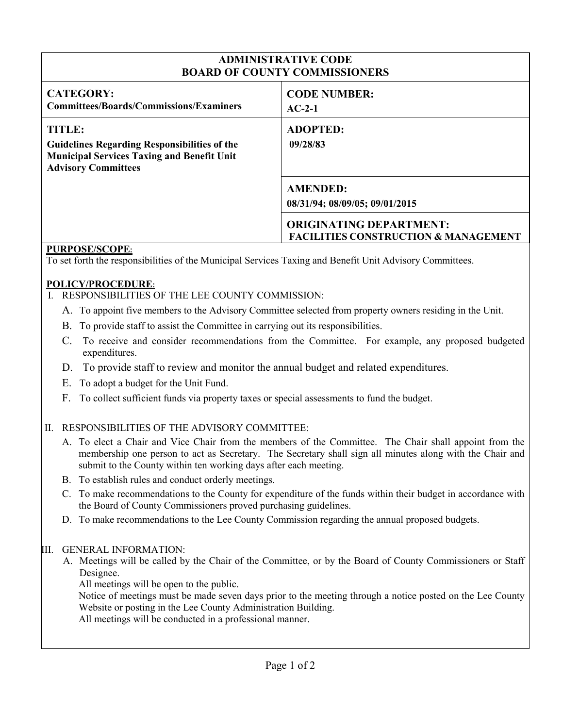| ADMINISTRATIVE CODE<br>BOARD OF COUNTY COMMISSIONERS | |
|---|---|
| **CATEGORY:**<br>**Committees/Boards/Commissions/Examiners** | **CODE NUMBER:**<br>**AC-2-1** |
| **TITLE:**<br>**Guidelines Regarding Responsibilities of the Municipal Services Taxing and Benefit Unit Advisory Committees** | **ADOPTED:**<br>**09/28/83** |
| | **AMENDED:**<br>**08/31/94; 08/09/05; 09/01/2015** |
| | **ORIGINATING DEPARTMENT:**<br>**FACILITIES CONSTRUCTION & MANAGEMENT** |

**PURPOSE/SCOPE:**

To set forth the responsibilities of the Municipal Services Taxing and Benefit Unit Advisory Committees.

**POLICY/PROCEDURE:**

I. RESPONSIBILITIES OF THE LEE COUNTY COMMISSION:

A. To appoint five members to the Advisory Committee selected from property owners residing in the Unit.

B. To provide staff to assist the Committee in carrying out its responsibilities.

C. To receive and consider recommendations from the Committee. For example, any proposed budgeted expenditures.

D. To provide staff to review and monitor the annual budget and related expenditures.

E. To adopt a budget for the Unit Fund.

F. To collect sufficient funds via property taxes or special assessments to fund the budget.

II. RESPONSIBILITIES OF THE ADVISORY COMMITTEE:

A. To elect a Chair and Vice Chair from the members of the Committee. The Chair shall appoint from the membership one person to act as Secretary. The Secretary shall sign all minutes along with the Chair and submit to the County within ten working days after each meeting.

B. To establish rules and conduct orderly meetings.

C. To make recommendations to the County for expenditure of the funds within their budget in accordance with the Board of County Commissioners proved purchasing guidelines.

D. To make recommendations to the Lee County Commission regarding the annual proposed budgets.

III. GENERAL INFORMATION:

A. Meetings will be called by the Chair of the Committee, or by the Board of County Commissioners or Staff Designee.
All meetings will be open to the public.
Notice of meetings must be made seven days prior to the meeting through a notice posted on the Lee County Website or posting in the Lee County Administration Building.
All meetings will be conducted in a professional manner.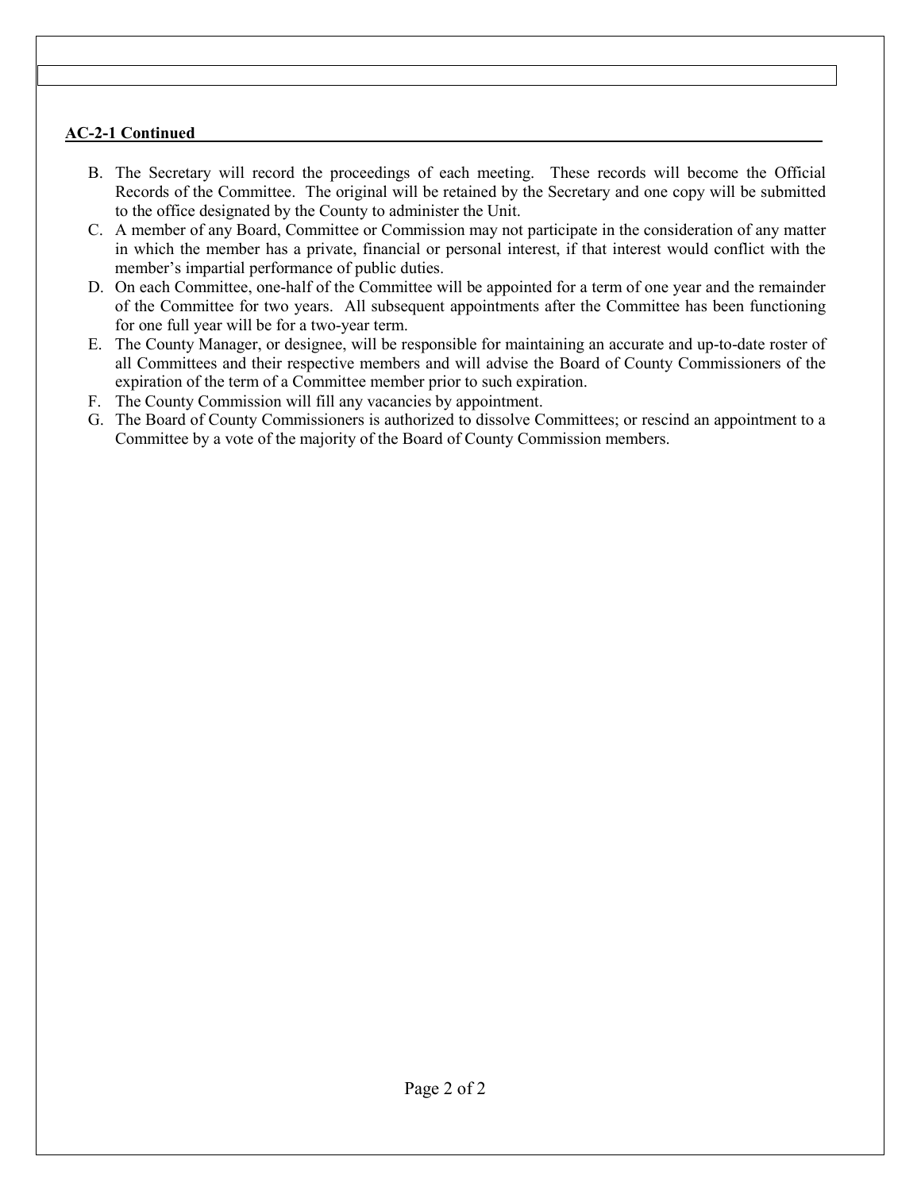**AC-2-1 Continued**

B. The Secretary will record the proceedings of each meeting. These records will become the Official Records of the Committee. The original will be retained by the Secretary and one copy will be submitted to the office designated by the County to administer the Unit.

C. A member of any Board, Committee or Commission may not participate in the consideration of any matter in which the member has a private, financial or personal interest, if that interest would conflict with the member's impartial performance of public duties.

D. On each Committee, one-half of the Committee will be appointed for a term of one year and the remainder of the Committee for two years. All subsequent appointments after the Committee has been functioning for one full year will be for a two-year term.

E. The County Manager, or designee, will be responsible for maintaining an accurate and up-to-date roster of all Committees and their respective members and will advise the Board of County Commissioners of the expiration of the term of a Committee member prior to such expiration.

F. The County Commission will fill any vacancies by appointment.

G. The Board of County Commissioners is authorized to dissolve Committees; or rescind an appointment to a Committee by a vote of the majority of the Board of County Commission members.